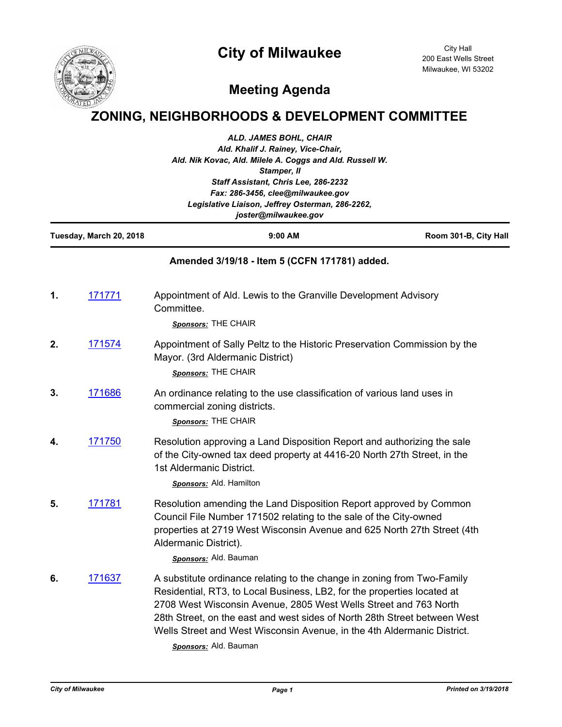# City of Milwaukee

City Hall
200 East Wells Street
Milwaukee, WI 53202

## Meeting Agenda

# ZONING, NEIGHBORHOODS & DEVELOPMENT COMMITTEE

***ALD. JAMES BOHL, CHAIR***
***Ald. Khalif J. Rainey, Vice-Chair,***
***Ald. Nik Kovac, Ald. Milele A. Coggs and Ald. Russell W. Stamper, II***
***Staff Assistant, Chris Lee, 286-2232***
***Fax: 286-3456, clee@milwaukee.gov***
***Legislative Liaison, Jeffrey Osterman, 286-2262, joster@milwaukee.gov***

---

**Tuesday, March 20, 2018** | **9:00 AM** | **Room 301-B, City Hall**

---

**Amended 3/19/18 - Item 5 (CCFN 171781) added.**

**1.** 171771 — Appointment of Ald. Lewis to the Granville Development Advisory Committee.

***Sponsors:*** THE CHAIR

**2.** 171574 — Appointment of Sally Peltz to the Historic Preservation Commission by the Mayor. (3rd Aldermanic District)

***Sponsors:*** THE CHAIR

**3.** 171686 — An ordinance relating to the use classification of various land uses in commercial zoning districts.

***Sponsors:*** THE CHAIR

**4.** 171750 — Resolution approving a Land Disposition Report and authorizing the sale of the City-owned tax deed property at 4416-20 North 27th Street, in the 1st Aldermanic District.

***Sponsors:*** Ald. Hamilton

**5.** 171781 — Resolution amending the Land Disposition Report approved by Common Council File Number 171502 relating to the sale of the City-owned properties at 2719 West Wisconsin Avenue and 625 North 27th Street (4th Aldermanic District).

***Sponsors:*** Ald. Bauman

**6.** 171637 — A substitute ordinance relating to the change in zoning from Two-Family Residential, RT3, to Local Business, LB2, for the properties located at 2708 West Wisconsin Avenue, 2805 West Wells Street and 763 North 28th Street, on the east and west sides of North 28th Street between West Wells Street and West Wisconsin Avenue, in the 4th Aldermanic District.

***Sponsors:*** Ald. Bauman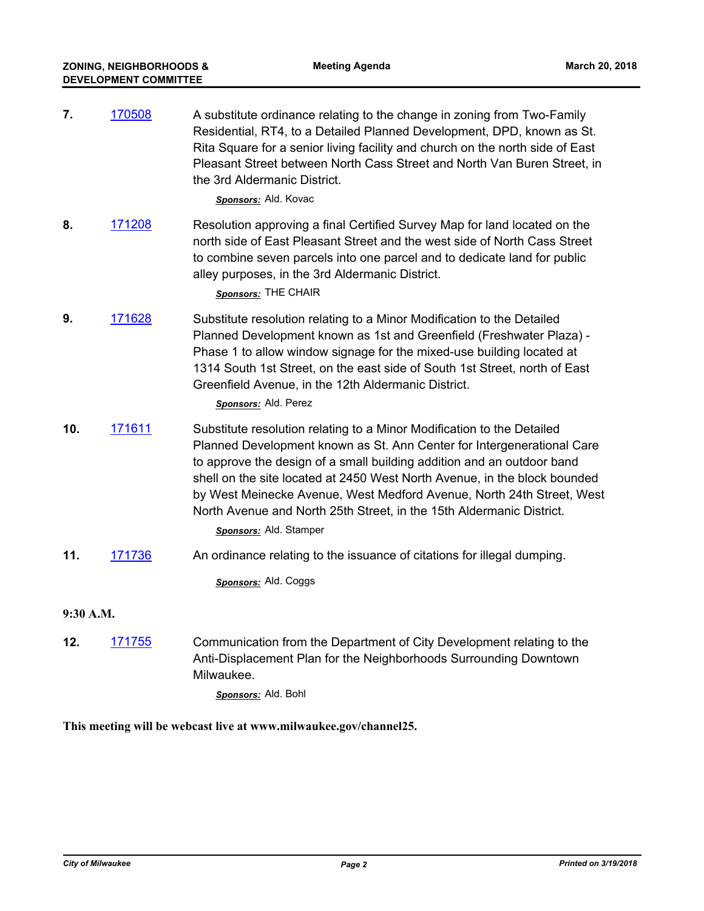**7.** 170508 A substitute ordinance relating to the change in zoning from Two-Family Residential, RT4, to a Detailed Planned Development, DPD, known as St. Rita Square for a senior living facility and church on the north side of East Pleasant Street between North Cass Street and North Van Buren Street, in the 3rd Aldermanic District.

***Sponsors:*** Ald. Kovac

**8.** 171208 Resolution approving a final Certified Survey Map for land located on the north side of East Pleasant Street and the west side of North Cass Street to combine seven parcels into one parcel and to dedicate land for public alley purposes, in the 3rd Aldermanic District.

***Sponsors:*** THE CHAIR

**9.** 171628 Substitute resolution relating to a Minor Modification to the Detailed Planned Development known as 1st and Greenfield (Freshwater Plaza) - Phase 1 to allow window signage for the mixed-use building located at 1314 South 1st Street, on the east side of South 1st Street, north of East Greenfield Avenue, in the 12th Aldermanic District.

***Sponsors:*** Ald. Perez

**10.** 171611 Substitute resolution relating to a Minor Modification to the Detailed Planned Development known as St. Ann Center for Intergenerational Care to approve the design of a small building addition and an outdoor band shell on the site located at 2450 West North Avenue, in the block bounded by West Meinecke Avenue, West Medford Avenue, North 24th Street, West North Avenue and North 25th Street, in the 15th Aldermanic District.

***Sponsors:*** Ald. Stamper

**11.** 171736 An ordinance relating to the issuance of citations for illegal dumping.

***Sponsors:*** Ald. Coggs

**9:30 A.M.**

**12.** 171755 Communication from the Department of City Development relating to the Anti-Displacement Plan for the Neighborhoods Surrounding Downtown Milwaukee.

***Sponsors:*** Ald. Bohl

**This meeting will be webcast live at www.milwaukee.gov/channel25.**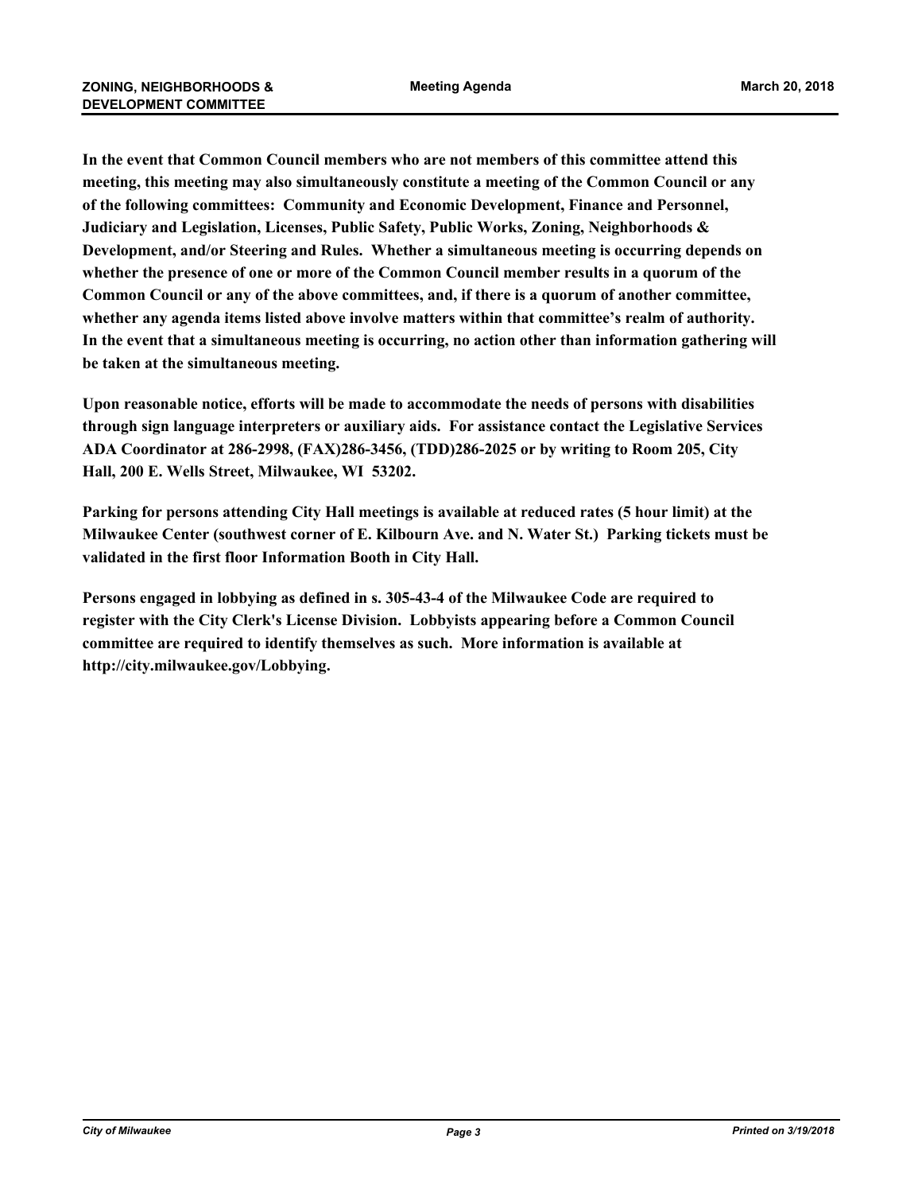**In the event that Common Council members who are not members of this committee attend this meeting, this meeting may also simultaneously constitute a meeting of the Common Council or any of the following committees: Community and Economic Development, Finance and Personnel, Judiciary and Legislation, Licenses, Public Safety, Public Works, Zoning, Neighborhoods & Development, and/or Steering and Rules. Whether a simultaneous meeting is occurring depends on whether the presence of one or more of the Common Council member results in a quorum of the Common Council or any of the above committees, and, if there is a quorum of another committee, whether any agenda items listed above involve matters within that committee's realm of authority. In the event that a simultaneous meeting is occurring, no action other than information gathering will be taken at the simultaneous meeting.**

**Upon reasonable notice, efforts will be made to accommodate the needs of persons with disabilities through sign language interpreters or auxiliary aids. For assistance contact the Legislative Services ADA Coordinator at 286-2998, (FAX)286-3456, (TDD)286-2025 or by writing to Room 205, City Hall, 200 E. Wells Street, Milwaukee, WI 53202.**

**Parking for persons attending City Hall meetings is available at reduced rates (5 hour limit) at the Milwaukee Center (southwest corner of E. Kilbourn Ave. and N. Water St.) Parking tickets must be validated in the first floor Information Booth in City Hall.**

**Persons engaged in lobbying as defined in s. 305-43-4 of the Milwaukee Code are required to register with the City Clerk's License Division. Lobbyists appearing before a Common Council committee are required to identify themselves as such. More information is available at http://city.milwaukee.gov/Lobbying.**